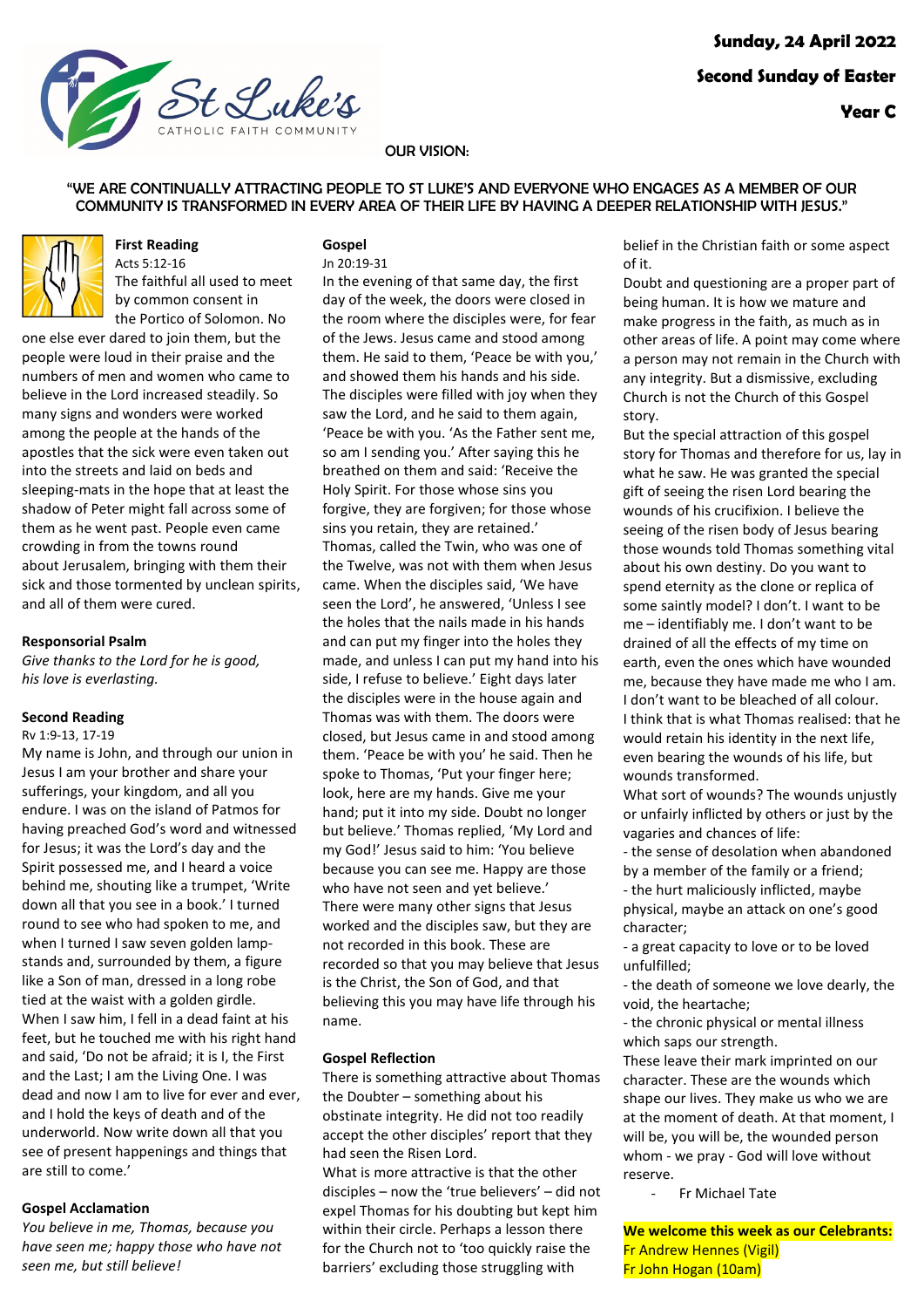**Sunday, 24 April 2022**

**Second Sunday of Easter**

**Year C**

St Luke's CATHOLIC FAITH COMMUNITY

OUR VISION:

"WE ARE CONTINUALLY ATTRACTING PEOPLE TO ST LUKE'S AND EVERYONE WHO ENGAGES AS A MEMBER OF OUR COMMUNITY IS TRANSFORMED IN EVERY AREA OF THEIR LIFE BY HAVING A DEEPER RELATIONSHIP WITH JESUS."

**First Reading**

Acts 5:12-16

The faithful all used to meet by common consent in the Portico of Solomon. No one else ever dared to join them, but the people were loud in their praise and the numbers of men and women who came to believe in the Lord increased steadily. So many signs and wonders were worked among the people at the hands of the apostles that the sick were even taken out into the streets and laid on beds and sleeping-mats in the hope that at least the shadow of Peter might fall across some of them as he went past. People even came crowding in from the towns round about Jerusalem, bringing with them their sick and those tormented by unclean spirits, and all of them were cured.

**Responsorial Psalm**

*Give thanks to the Lord for he is good, his love is everlasting.*

**Second Reading**

Rv 1:9-13, 17-19

My name is John, and through our union in Jesus I am your brother and share your sufferings, your kingdom, and all you endure. I was on the island of Patmos for having preached God's word and witnessed for Jesus; it was the Lord's day and the Spirit possessed me, and I heard a voice behind me, shouting like a trumpet, 'Write down all that you see in a book.' I turned round to see who had spoken to me, and when I turned I saw seven golden lamp-stands and, surrounded by them, a figure like a Son of man, dressed in a long robe tied at the waist with a golden girdle. When I saw him, I fell in a dead faint at his feet, but he touched me with his right hand and said, 'Do not be afraid; it is I, the First and the Last; I am the Living One. I was dead and now I am to live for ever and ever, and I hold the keys of death and of the underworld. Now write down all that you see of present happenings and things that are still to come.'

**Gospel Acclamation**

*You believe in me, Thomas, because you have seen me; happy those who have not seen me, but still believe!*

**Gospel**

Jn 20:19-31

In the evening of that same day, the first day of the week, the doors were closed in the room where the disciples were, for fear of the Jews. Jesus came and stood among them. He said to them, 'Peace be with you,' and showed them his hands and his side. The disciples were filled with joy when they saw the Lord, and he said to them again, 'Peace be with you. 'As the Father sent me, so am I sending you.' After saying this he breathed on them and said: 'Receive the Holy Spirit. For those whose sins you forgive, they are forgiven; for those whose sins you retain, they are retained.' Thomas, called the Twin, who was one of the Twelve, was not with them when Jesus came. When the disciples said, 'We have seen the Lord', he answered, 'Unless I see the holes that the nails made in his hands and can put my finger into the holes they made, and unless I can put my hand into his side, I refuse to believe.' Eight days later the disciples were in the house again and Thomas was with them. The doors were closed, but Jesus came in and stood among them. 'Peace be with you' he said. Then he spoke to Thomas, 'Put your finger here; look, here are my hands. Give me your hand; put it into my side. Doubt no longer but believe.' Thomas replied, 'My Lord and my God!' Jesus said to him: 'You believe because you can see me. Happy are those who have not seen and yet believe.' There were many other signs that Jesus worked and the disciples saw, but they are not recorded in this book. These are recorded so that you may believe that Jesus is the Christ, the Son of God, and that believing this you may have life through his name.

**Gospel Reflection**

There is something attractive about Thomas the Doubter – something about his obstinate integrity. He did not too readily accept the other disciples' report that they had seen the Risen Lord.

What is more attractive is that the other disciples – now the 'true believers' – did not expel Thomas for his doubting but kept him within their circle. Perhaps a lesson there for the Church not to 'too quickly raise the barriers' excluding those struggling with belief in the Christian faith or some aspect of it.

Doubt and questioning are a proper part of being human. It is how we mature and make progress in the faith, as much as in other areas of life. A point may come where a person may not remain in the Church with any integrity. But a dismissive, excluding Church is not the Church of this Gospel story.

But the special attraction of this gospel story for Thomas and therefore for us, lay in what he saw. He was granted the special gift of seeing the risen Lord bearing the wounds of his crucifixion. I believe the seeing of the risen body of Jesus bearing those wounds told Thomas something vital about his own destiny. Do you want to spend eternity as the clone or replica of some saintly model? I don't. I want to be me – identifiably me. I don't want to be drained of all the effects of my time on earth, even the ones which have wounded me, because they have made me who I am. I don't want to be bleached of all colour.

I think that is what Thomas realised: that he would retain his identity in the next life, even bearing the wounds of his life, but wounds transformed.

What sort of wounds? The wounds unjustly or unfairly inflicted by others or just by the vagaries and chances of life:

- the sense of desolation when abandoned by a member of the family or a friend;
- the hurt maliciously inflicted, maybe physical, maybe an attack on one's good character;
- a great capacity to love or to be loved unfulfilled;
- the death of someone we love dearly, the void, the heartache;
- the chronic physical or mental illness which saps our strength.

These leave their mark imprinted on our character. These are the wounds which shape our lives. They make us who we are at the moment of death. At that moment, I will be, you will be, the wounded person whom - we pray - God will love without reserve.

- Fr Michael Tate

**We welcome this week as our Celebrants:**

Fr Andrew Hennes (Vigil)

Fr John Hogan (10am)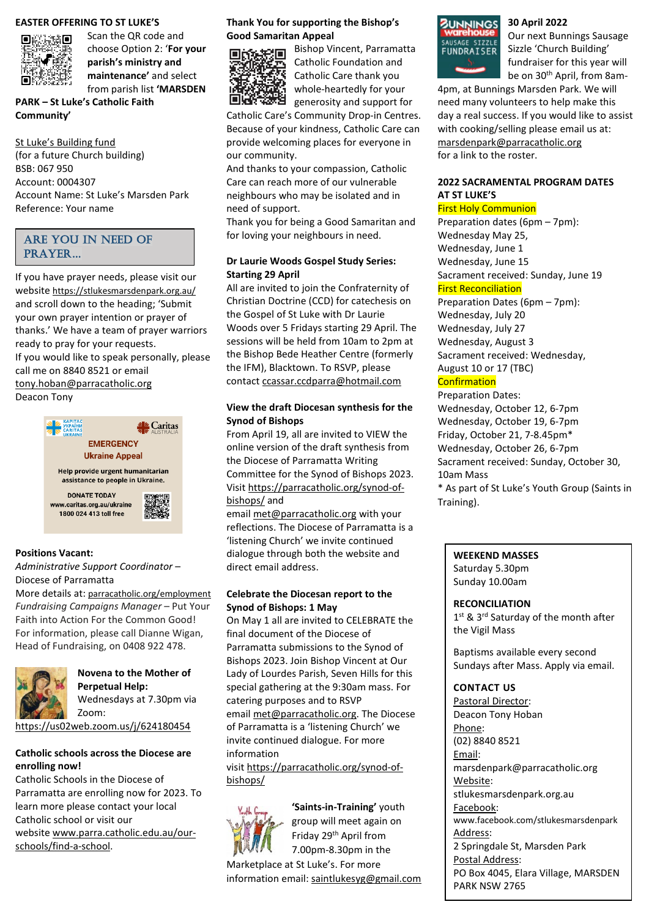**EASTER OFFERING TO ST LUKE'S**

Scan the QR code and choose Option 2: '**For your parish's ministry and maintenance'** and select from parish list **'MARSDEN PARK – St Luke's Catholic Faith Community'**

St Luke's Building fund
(for a future Church building)
BSB: 067 950
Account: 0004307
Account Name: St Luke's Marsden Park
Reference: Your name

## ARE YOU IN NEED OF PRAYER…

If you have prayer needs, please visit our website https://stlukesmarsdenpark.org.au/ and scroll down to the heading; 'Submit your own prayer intention or prayer of thanks.' We have a team of prayer warriors ready to pray for your requests.
If you would like to speak personally, please call me on 8840 8521 or email tony.hoban@parracatholic.org
Deacon Tony

КАРІТАС УКРАЇНИ CARITAS UKRAINE
Caritas AUSTRALIA
EMERGENCY
Ukraine Appeal
Help provide urgent humanitarian assistance to people in Ukraine.
DONATE TODAY
www.caritas.org.au/ukraine
1800 024 413 toll free

**Positions Vacant:**
*Administrative Support Coordinator* – Diocese of Parramatta
More details at: parracatholic.org/employment
*Fundraising Campaigns Manager* – Put Your Faith into Action For the Common Good! For information, please call Dianne Wigan, Head of Fundraising, on 0408 922 478.

**Novena to the Mother of Perpetual Help:**
Wednesdays at 7.30pm via Zoom:
https://us02web.zoom.us/j/624180454

**Catholic schools across the Diocese are enrolling now!**
Catholic Schools in the Diocese of Parramatta are enrolling now for 2023. To learn more please contact your local Catholic school or visit our website www.parra.catholic.edu.au/our-schools/find-a-school.

**Thank You for supporting the Bishop's Good Samaritan Appeal**
Bishop Vincent, Parramatta Catholic Foundation and Catholic Care thank you whole-heartedly for your generosity and support for Catholic Care's Community Drop-in Centres. Because of your kindness, Catholic Care can provide welcoming places for everyone in our community.
And thanks to your compassion, Catholic Care can reach more of our vulnerable neighbours who may be isolated and in need of support.
Thank you for being a Good Samaritan and for loving your neighbours in need.

**Dr Laurie Woods Gospel Study Series: Starting 29 April**
All are invited to join the Confraternity of Christian Doctrine (CCD) for catechesis on the Gospel of St Luke with Dr Laurie Woods over 5 Fridays starting 29 April. The sessions will be held from 10am to 2pm at the Bishop Bede Heather Centre (formerly the IFM), Blacktown. To RSVP, please contact ccassar.ccdparra@hotmail.com

**View the draft Diocesan synthesis for the Synod of Bishops**
From April 19, all are invited to VIEW the online version of the draft synthesis from the Diocese of Parramatta Writing Committee for the Synod of Bishops 2023. Visit https://parracatholic.org/synod-of-bishops/ and email met@parracatholic.org with your reflections. The Diocese of Parramatta is a 'listening Church' we invite continued dialogue through both the website and direct email address.

**Celebrate the Diocesan report to the Synod of Bishops: 1 May**
On May 1 all are invited to CELEBRATE the final document of the Diocese of Parramatta submissions to the Synod of Bishops 2023. Join Bishop Vincent at Our Lady of Lourdes Parish, Seven Hills for this special gathering at the 9:30am mass. For catering purposes and to RSVP email met@parracatholic.org. The Diocese of Parramatta is a 'listening Church' we invite continued dialogue. For more information visit https://parracatholic.org/synod-of-bishops/

**'Saints-in-Training'** youth group will meet again on Friday 29th April from 7.00pm-8.30pm in the Marketplace at St Luke's. For more information email: saintlukesyg@gmail.com

**30 April 2022**
Our next Bunnings Sausage Sizzle 'Church Building' fundraiser for this year will be on 30th April, from 8am-4pm, at Bunnings Marsden Park. We will need many volunteers to help make this day a real success. If you would like to assist with cooking/selling please email us at: marsdenpark@parracatholic.org for a link to the roster.

**2022 SACRAMENTAL PROGRAM DATES AT ST LUKE'S**

First Holy Communion
Preparation dates (6pm – 7pm):
Wednesday May 25,
Wednesday, June 1
Wednesday, June 15
Sacrament received: Sunday, June 19

First Reconciliation
Preparation Dates (6pm – 7pm):
Wednesday, July 20
Wednesday, July 27
Wednesday, August 3
Sacrament received: Wednesday, August 10 or 17 (TBC)

Confirmation
Preparation Dates:
Wednesday, October 12, 6-7pm
Wednesday, October 19, 6-7pm
Friday, October 21, 7-8.45pm*
Wednesday, October 26, 6-7pm
Sacrament received: Sunday, October 30, 10am Mass
* As part of St Luke's Youth Group (Saints in Training).

**WEEKEND MASSES**
Saturday 5.30pm
Sunday 10.00am

**RECONCILIATION**
1st & 3rd Saturday of the month after the Vigil Mass

Baptisms available every second Sundays after Mass. Apply via email.

**CONTACT US**
Pastoral Director:
Deacon Tony Hoban
Phone:
(02) 8840 8521
Email:
marsdenpark@parracatholic.org
Website:
stlukesmarsdenpark.org.au
Facebook:
www.facebook.com/stlukesmarsdenpark
Address:
2 Springdale St, Marsden Park
Postal Address:
PO Box 4045, Elara Village, MARSDEN PARK NSW 2765